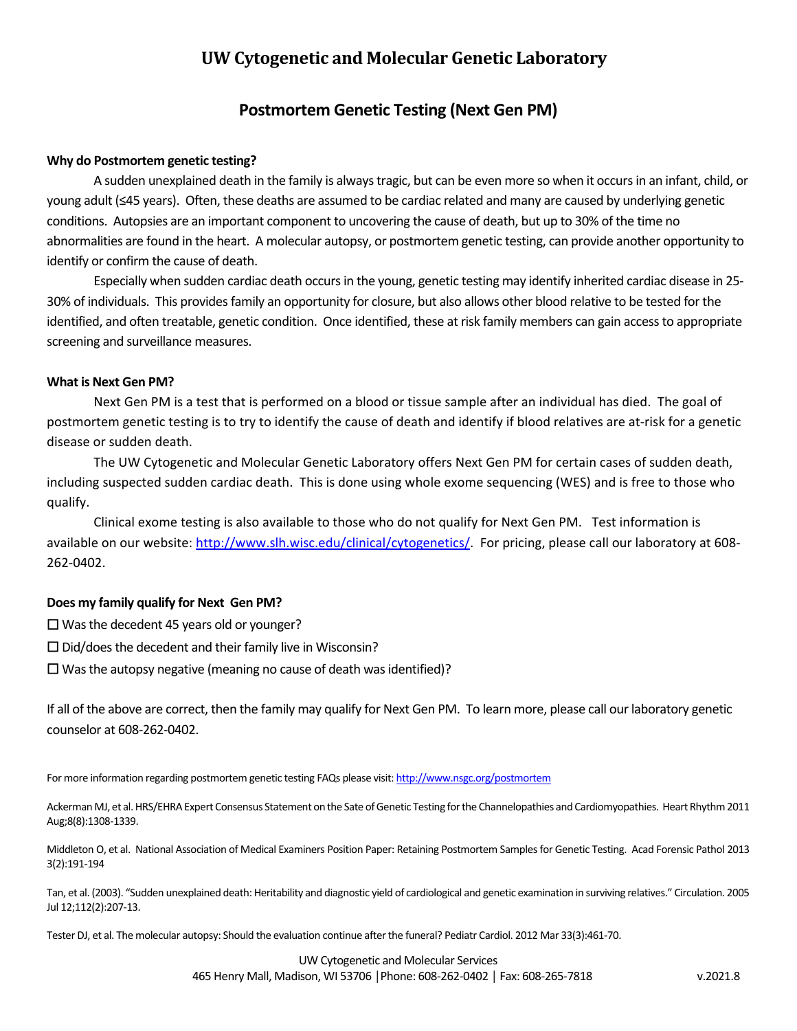# UW Cytogenetic and Molecular Genetic Laboratory

## Postmortem Genetic Testing (Next Gen PM)

**Why do Postmortem genetic testing?**

A sudden unexplained death in the family is always tragic, but can be even more so when it occurs in an infant, child, or young adult (≤45 years). Often, these deaths are assumed to be cardiac related and many are caused by underlying genetic conditions. Autopsies are an important component to uncovering the cause of death, but up to 30% of the time no abnormalities are found in the heart. A molecular autopsy, or postmortem genetic testing, can provide another opportunity to identify or confirm the cause of death.

Especially when sudden cardiac death occurs in the young, genetic testing may identify inherited cardiac disease in 25-30% of individuals. This provides family an opportunity for closure, but also allows other blood relative to be tested for the identified, and often treatable, genetic condition. Once identified, these at risk family members can gain access to appropriate screening and surveillance measures.

**What is Next Gen PM?**

Next Gen PM is a test that is performed on a blood or tissue sample after an individual has died. The goal of postmortem genetic testing is to try to identify the cause of death and identify if blood relatives are at-risk for a genetic disease or sudden death.

The UW Cytogenetic and Molecular Genetic Laboratory offers Next Gen PM for certain cases of sudden death, including suspected sudden cardiac death. This is done using whole exome sequencing (WES) and is free to those who qualify.

Clinical exome testing is also available to those who do not qualify for Next Gen PM. Test information is available on our website: [http://www.slh.wisc.edu/clinical/cytogenetics/](http://www.slh.wisc.edu/clinical/cytogenetics/). For pricing, please call our laboratory at 608-262-0402.

**Does my family qualify for Next Gen PM?**

- ☐ Was the decedent 45 years old or younger?
- ☐ Did/does the decedent and their family live in Wisconsin?
- ☐ Was the autopsy negative (meaning no cause of death was identified)?

If all of the above are correct, then the family may qualify for Next Gen PM. To learn more, please call our laboratory genetic counselor at 608-262-0402.

For more information regarding postmortem genetic testing FAQs please visit: [http://www.nsgc.org/postmortem](http://www.nsgc.org/postmortem)

Ackerman MJ, et al. HRS/EHRA Expert Consensus Statement on the Sate of Genetic Testing for the Channelopathies and Cardiomyopathies. Heart Rhythm 2011 Aug;8(8):1308-1339.

Middleton O, et al. National Association of Medical Examiners Position Paper: Retaining Postmortem Samples for Genetic Testing. Acad Forensic Pathol 2013 3(2):191-194

Tan, et al. (2003). "Sudden unexplained death: Heritability and diagnostic yield of cardiological and genetic examination in surviving relatives." Circulation. 2005 Jul 12;112(2):207-13.

Tester DJ, et al. The molecular autopsy: Should the evaluation continue after the funeral? Pediatr Cardiol. 2012 Mar 33(3):461-70.

UW Cytogenetic and Molecular Services
465 Henry Mall, Madison, WI 53706 | Phone: 608-262-0402 | Fax: 608-265-7818 v.2021.8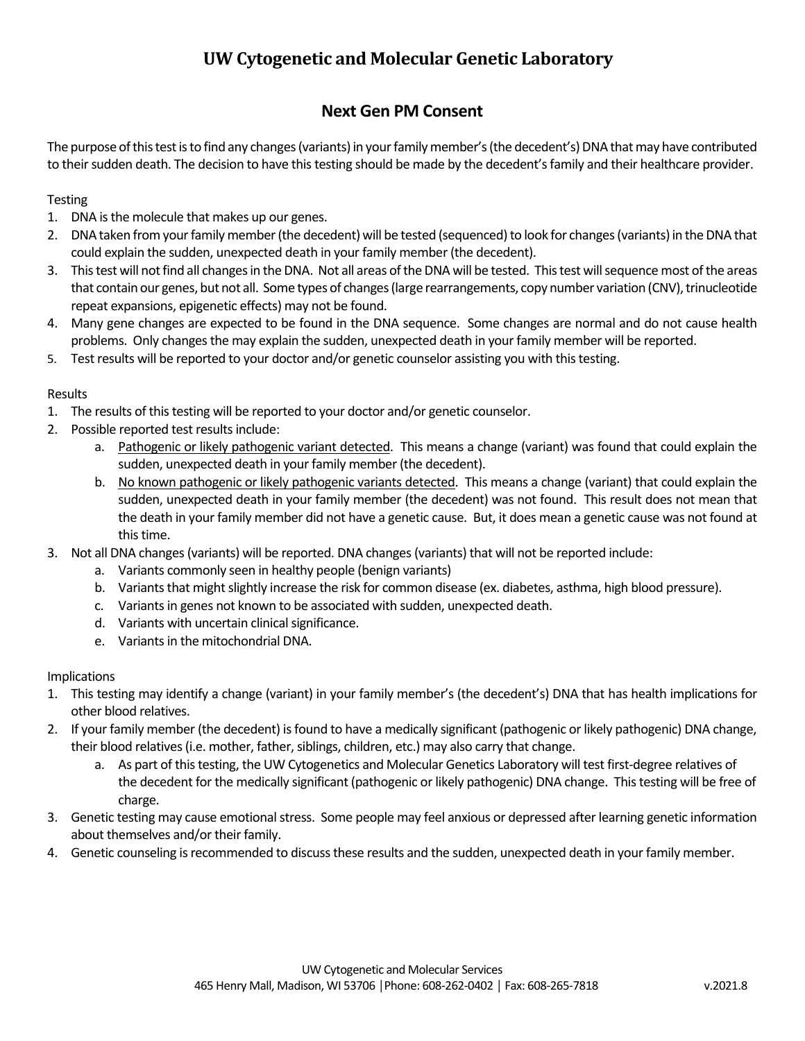# UW Cytogenetic and Molecular Genetic Laboratory

## Next Gen PM Consent

The purpose of this test is to find any changes (variants) in your family member's (the decedent's) DNA that may have contributed to their sudden death. The decision to have this testing should be made by the decedent's family and their healthcare provider.

Testing

1. DNA is the molecule that makes up our genes.
2. DNA taken from your family member (the decedent) will be tested (sequenced) to look for changes (variants) in the DNA that could explain the sudden, unexpected death in your family member (the decedent).
3. This test will not find all changes in the DNA. Not all areas of the DNA will be tested. This test will sequence most of the areas that contain our genes, but not all. Some types of changes (large rearrangements, copy number variation (CNV), trinucleotide repeat expansions, epigenetic effects) may not be found.
4. Many gene changes are expected to be found in the DNA sequence. Some changes are normal and do not cause health problems. Only changes the may explain the sudden, unexpected death in your family member will be reported.
5. Test results will be reported to your doctor and/or genetic counselor assisting you with this testing.

Results

1. The results of this testing will be reported to your doctor and/or genetic counselor.
2. Possible reported test results include:
   a. <u>Pathogenic or likely pathogenic variant detected</u>. This means a change (variant) was found that could explain the sudden, unexpected death in your family member (the decedent).
   b. <u>No known pathogenic or likely pathogenic variants detected</u>. This means a change (variant) that could explain the sudden, unexpected death in your family member (the decedent) was not found. This result does not mean that the death in your family member did not have a genetic cause. But, it does mean a genetic cause was not found at this time.
3. Not all DNA changes (variants) will be reported. DNA changes (variants) that will not be reported include:
   a. Variants commonly seen in healthy people (benign variants)
   b. Variants that might slightly increase the risk for common disease (ex. diabetes, asthma, high blood pressure).
   c. Variants in genes not known to be associated with sudden, unexpected death.
   d. Variants with uncertain clinical significance.
   e. Variants in the mitochondrial DNA.

Implications

1. This testing may identify a change (variant) in your family member's (the decedent's) DNA that has health implications for other blood relatives.
2. If your family member (the decedent) is found to have a medically significant (pathogenic or likely pathogenic) DNA change, their blood relatives (i.e. mother, father, siblings, children, etc.) may also carry that change.
   a. As part of this testing, the UW Cytogenetics and Molecular Genetics Laboratory will test first-degree relatives of the decedent for the medically significant (pathogenic or likely pathogenic) DNA change. This testing will be free of charge.
3. Genetic testing may cause emotional stress. Some people may feel anxious or depressed after learning genetic information about themselves and/or their family.
4. Genetic counseling is recommended to discuss these results and the sudden, unexpected death in your family member.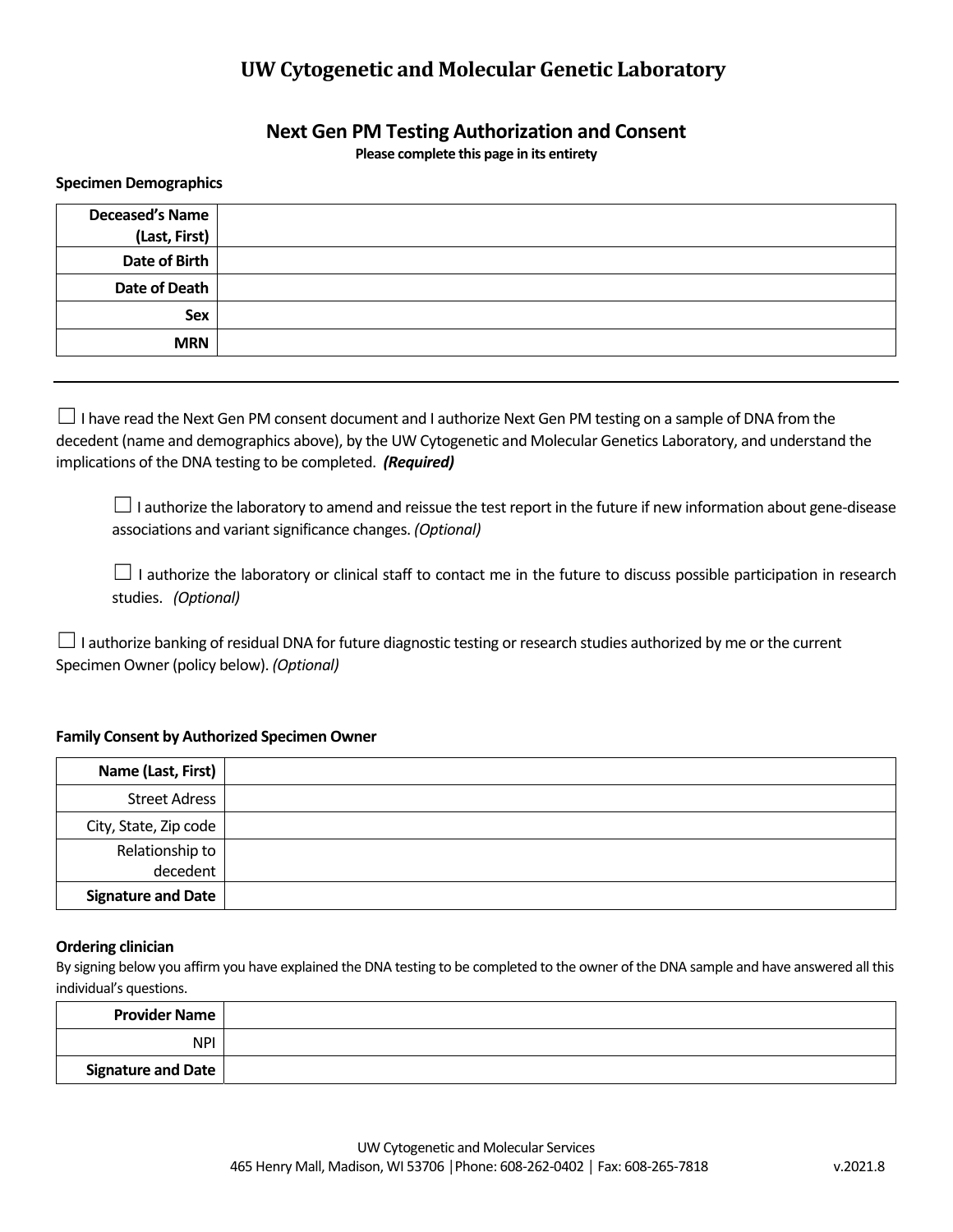# UW Cytogenetic and Molecular Genetic Laboratory

## Next Gen PM Testing Authorization and Consent

**Please complete this page in its entirety**

**Specimen Demographics**

| | |
|---|---|
| **Deceased's Name (Last, First)** | |
| **Date of Birth** | |
| **Date of Death** | |
| **Sex** | |
| **MRN** | |

---

☐ I have read the Next Gen PM consent document and I authorize Next Gen PM testing on a sample of DNA from the decedent (name and demographics above), by the UW Cytogenetic and Molecular Genetics Laboratory, and understand the implications of the DNA testing to be completed. ***(Required)***

> ☐ I authorize the laboratory to amend and reissue the test report in the future if new information about gene-disease associations and variant significance changes. *(Optional)*
>
> ☐ I authorize the laboratory or clinical staff to contact me in the future to discuss possible participation in research studies. *(Optional)*

☐ I authorize banking of residual DNA for future diagnostic testing or research studies authorized by me or the current Specimen Owner (policy below). *(Optional)*

**Family Consent by Authorized Specimen Owner**

| | |
|---|---|
| **Name (Last, First)** | |
| Street Adress | |
| City, State, Zip code | |
| Relationship to decedent | |
| **Signature and Date** | |

**Ordering clinician**

By signing below you affirm you have explained the DNA testing to be completed to the owner of the DNA sample and have answered all this individual's questions.

| | |
|---|---|
| **Provider Name** | |
| NPI | |
| **Signature and Date** | |

UW Cytogenetic and Molecular Services
465 Henry Mall, Madison, WI 53706 | Phone: 608-262-0402 | Fax: 608-265-7818 v.2021.8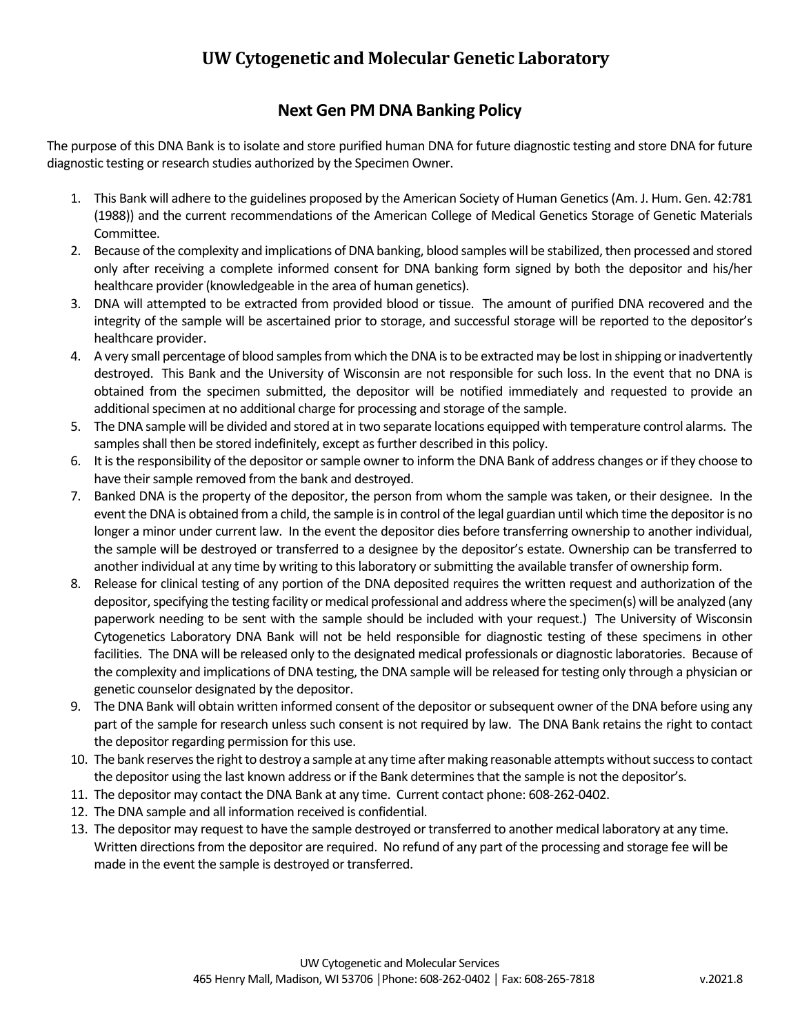# UW Cytogenetic and Molecular Genetic Laboratory

## Next Gen PM DNA Banking Policy

The purpose of this DNA Bank is to isolate and store purified human DNA for future diagnostic testing and store DNA for future diagnostic testing or research studies authorized by the Specimen Owner.

1. This Bank will adhere to the guidelines proposed by the American Society of Human Genetics (Am. J. Hum. Gen. 42:781 (1988)) and the current recommendations of the American College of Medical Genetics Storage of Genetic Materials Committee.
2. Because of the complexity and implications of DNA banking, blood samples will be stabilized, then processed and stored only after receiving a complete informed consent for DNA banking form signed by both the depositor and his/her healthcare provider (knowledgeable in the area of human genetics).
3. DNA will attempted to be extracted from provided blood or tissue. The amount of purified DNA recovered and the integrity of the sample will be ascertained prior to storage, and successful storage will be reported to the depositor's healthcare provider.
4. A very small percentage of blood samples from which the DNA is to be extracted may be lost in shipping or inadvertently destroyed. This Bank and the University of Wisconsin are not responsible for such loss. In the event that no DNA is obtained from the specimen submitted, the depositor will be notified immediately and requested to provide an additional specimen at no additional charge for processing and storage of the sample.
5. The DNA sample will be divided and stored at in two separate locations equipped with temperature control alarms. The samples shall then be stored indefinitely, except as further described in this policy.
6. It is the responsibility of the depositor or sample owner to inform the DNA Bank of address changes or if they choose to have their sample removed from the bank and destroyed.
7. Banked DNA is the property of the depositor, the person from whom the sample was taken, or their designee. In the event the DNA is obtained from a child, the sample is in control of the legal guardian until which time the depositor is no longer a minor under current law. In the event the depositor dies before transferring ownership to another individual, the sample will be destroyed or transferred to a designee by the depositor's estate. Ownership can be transferred to another individual at any time by writing to this laboratory or submitting the available transfer of ownership form.
8. Release for clinical testing of any portion of the DNA deposited requires the written request and authorization of the depositor, specifying the testing facility or medical professional and address where the specimen(s) will be analyzed (any paperwork needing to be sent with the sample should be included with your request.) The University of Wisconsin Cytogenetics Laboratory DNA Bank will not be held responsible for diagnostic testing of these specimens in other facilities. The DNA will be released only to the designated medical professionals or diagnostic laboratories. Because of the complexity and implications of DNA testing, the DNA sample will be released for testing only through a physician or genetic counselor designated by the depositor.
9. The DNA Bank will obtain written informed consent of the depositor or subsequent owner of the DNA before using any part of the sample for research unless such consent is not required by law. The DNA Bank retains the right to contact the depositor regarding permission for this use.
10. The bank reserves the right to destroy a sample at any time after making reasonable attempts without success to contact the depositor using the last known address or if the Bank determines that the sample is not the depositor's.
11. The depositor may contact the DNA Bank at any time. Current contact phone: 608-262-0402.
12. The DNA sample and all information received is confidential.
13. The depositor may request to have the sample destroyed or transferred to another medical laboratory at any time. Written directions from the depositor are required. No refund of any part of the processing and storage fee will be made in the event the sample is destroyed or transferred.

UW Cytogenetic and Molecular Services
465 Henry Mall, Madison, WI 53706 | Phone: 608-262-0402 | Fax: 608-265-7818 v.2021.8